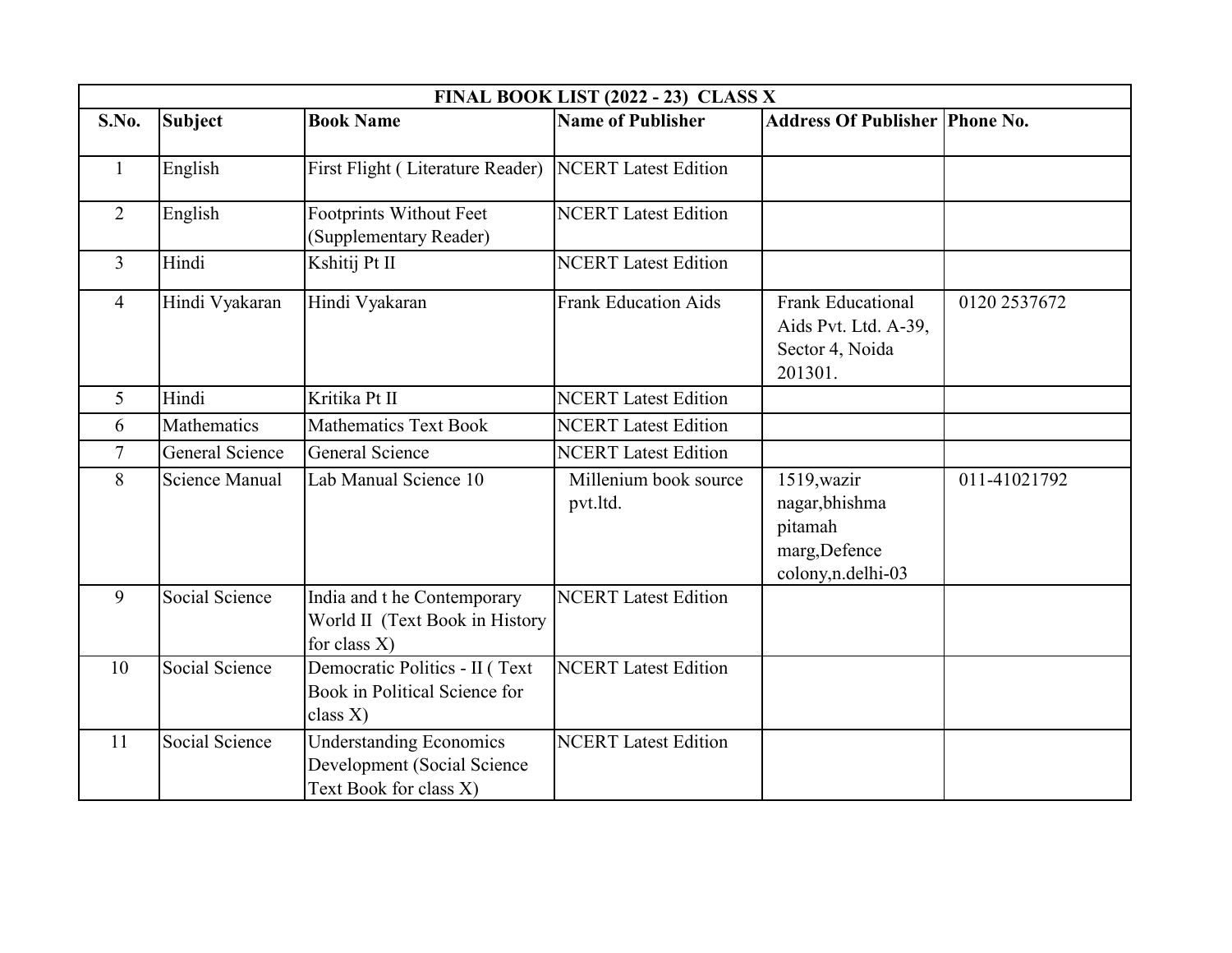| FINAL BOOK LIST (2022 - 23) CLASS X | | | | | |
|---|---|---|---|---|---|
| **S.No.** | **Subject** | **Book Name** | **Name of Publisher** | **Address Of Publisher** | **Phone No.** |
| 1 | English | First Flight ( Literature Reader) | NCERT Latest Edition | | |
| 2 | English | Footprints Without Feet (Supplementary Reader) | NCERT Latest Edition | | |
| 3 | Hindi | Kshitij Pt II | NCERT Latest Edition | | |
| 4 | Hindi Vyakaran | Hindi Vyakaran | Frank Education Aids | Frank Educational Aids Pvt. Ltd. A-39, Sector 4, Noida 201301. | 0120 2537672 |
| 5 | Hindi | Kritika Pt II | NCERT Latest Edition | | |
| 6 | Mathematics | Mathematics Text Book | NCERT Latest Edition | | |
| 7 | General Science | General Science | NCERT Latest Edition | | |
| 8 | Science Manual | Lab Manual Science 10 | Millenium book source pvt.ltd. | 1519,wazir nagar,bhishma pitamah marg,Defence colony,n.delhi-03 | 011-41021792 |
| 9 | Social Science | India and t he Contemporary World II (Text Book in History for class X) | NCERT Latest Edition | | |
| 10 | Social Science | Democratic Politics - II ( Text Book in Political Science for class X) | NCERT Latest Edition | | |
| 11 | Social Science | Understanding Economics Development (Social Science Text Book for class X) | NCERT Latest Edition | | |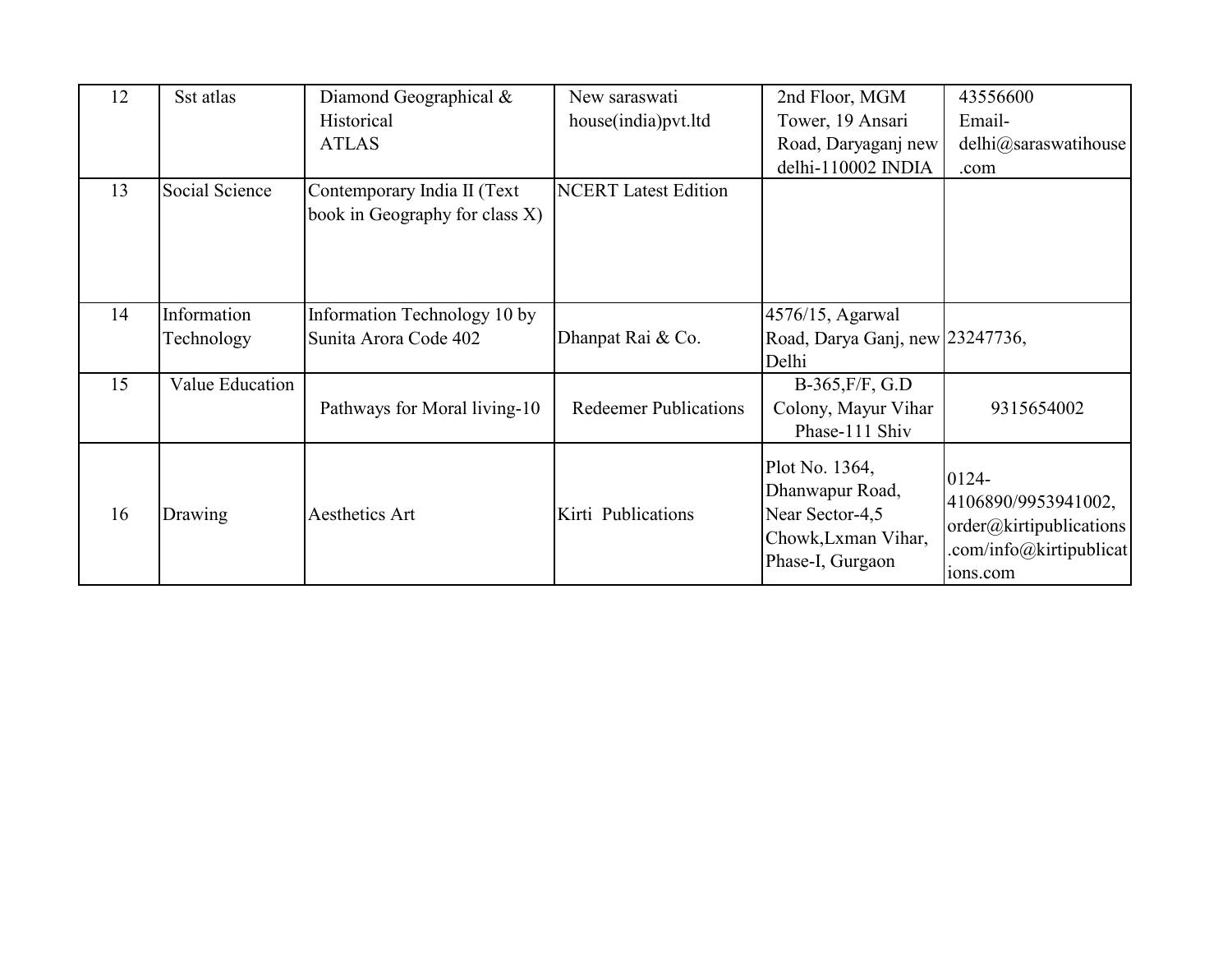| 12 | Sst atlas | Diamond Geographical & Historical ATLAS | New saraswati house(india)pvt.ltd | 2nd Floor, MGM Tower, 19 Ansari Road, Daryaganj new delhi-110002 INDIA | 43556600 Email- delhi@saraswatihouse.com |
|---|---|---|---|---|---|
| 13 | Social Science | Contemporary India II (Text book in Geography for class X) | NCERT Latest Edition | | |
| 14 | Information Technology | Information Technology 10 by Sunita Arora Code 402 | Dhanpat Rai & Co. | 4576/15, Agarwal Road, Darya Ganj, new Delhi | 23247736, |
| 15 | Value Education | Pathways for Moral living-10 | Redeemer Publications | B-365,F/F, G.D Colony, Mayur Vihar Phase-111 Shiv | 9315654002 |
| 16 | Drawing | Aesthetics Art | Kirti Publications | Plot No. 1364, Dhanwapur Road, Near Sector-4,5 Chowk,Lxman Vihar, Phase-I, Gurgaon | 0124-4106890/9953941002, order@kirtipublications.com/info@kirtipublications.com |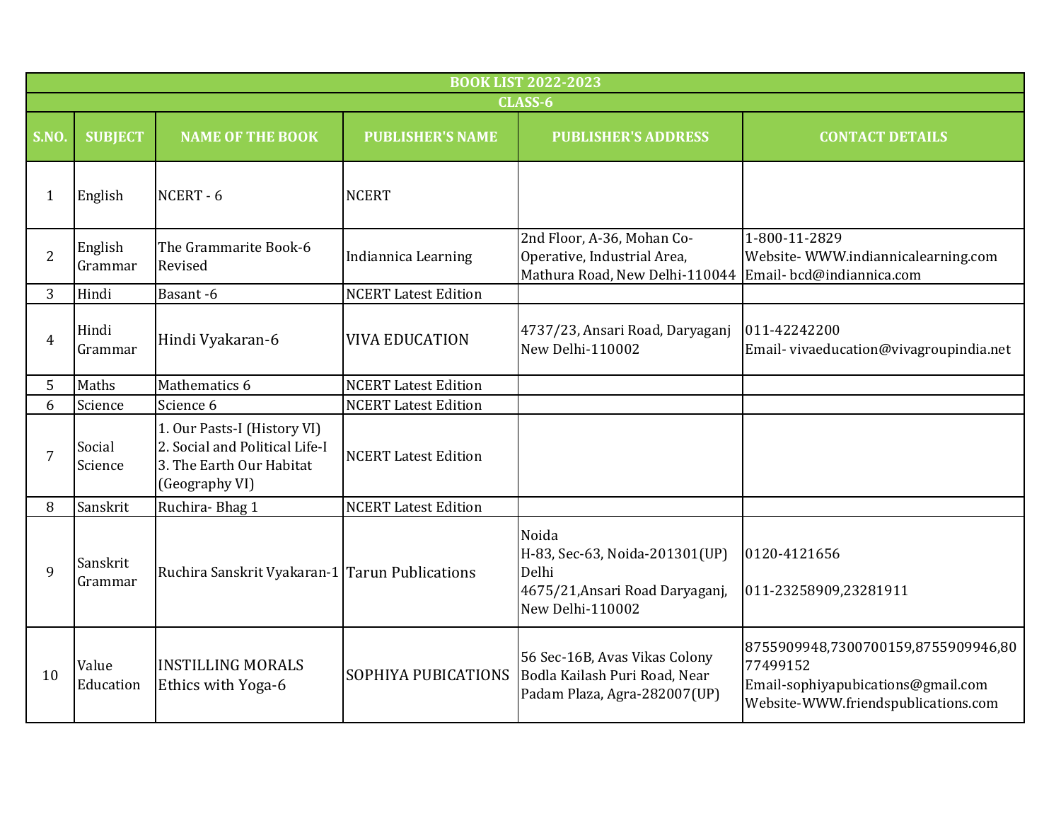| BOOK LIST 2022-2023 | | | | | |
|---|---|---|---|---|---|
| CLASS-6 | | | | | |
| S.NO. | SUBJECT | NAME OF THE BOOK | PUBLISHER'S NAME | PUBLISHER'S ADDRESS | CONTACT DETAILS |
| 1 | English | NCERT - 6 | NCERT | | |
| 2 | English Grammar | The Grammarite Book-6 Revised | Indiannica Learning | 2nd Floor, A-36, Mohan Co-Operative, Industrial Area, Mathura Road, New Delhi-110044 | 1-800-11-2829<br>Website- WWW.indiannicalearning.com<br>Email- bcd@indiannica.com |
| 3 | Hindi | Basant -6 | NCERT Latest Edition | | |
| 4 | Hindi Grammar | Hindi Vyakaran-6 | VIVA EDUCATION | 4737/23, Ansari Road, Daryaganj New Delhi-110002 | 011-42242200<br>Email- vivaeducation@vivagroupindia.net |
| 5 | Maths | Mathematics 6 | NCERT Latest Edition | | |
| 6 | Science | Science 6 | NCERT Latest Edition | | |
| 7 | Social Science | 1. Our Pasts-I (History VI)<br>2. Social and Political Life-I<br>3. The Earth Our Habitat (Geography VI) | NCERT Latest Edition | | |
| 8 | Sanskrit | Ruchira- Bhag 1 | NCERT Latest Edition | | |
| 9 | Sanskrit Grammar | Ruchira Sanskrit Vyakaran-1 | Tarun Publications | Noida<br>H-83, Sec-63, Noida-201301(UP)<br>Delhi<br>4675/21,Ansari Road Daryaganj, New Delhi-110002 | 0120-4121656<br><br>011-23258909,23281911 |
| 10 | Value Education | INSTILLING MORALS Ethics with Yoga-6 | SOPHIYA PUBICATIONS | 56 Sec-16B, Avas Vikas Colony Bodla Kailash Puri Road, Near Padam Plaza, Agra-282007(UP) | 8755909948,7300700159,8755909946,8077499152<br>Email-sophiyapubications@gmail.com<br>Website-WWW.friendspublications.com |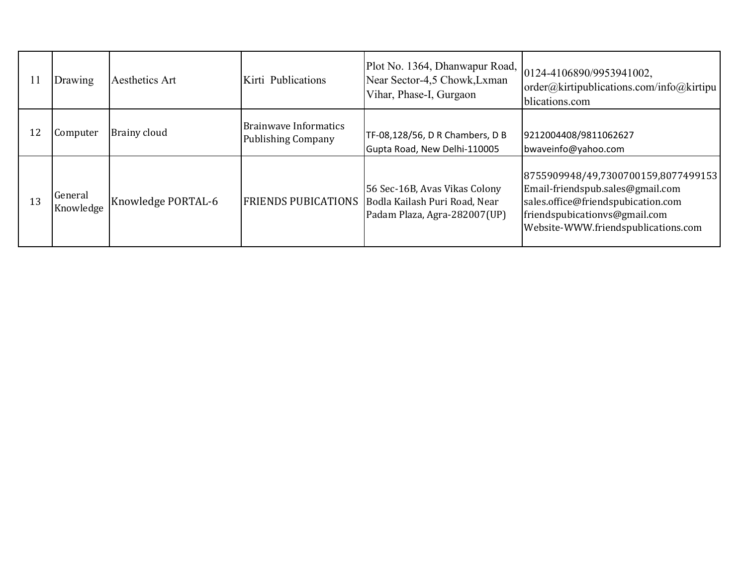| 11 | Drawing | Aesthetics Art | Kirti Publications | Plot No. 1364, Dhanwapur Road, Near Sector-4,5 Chowk,Lxman Vihar, Phase-I, Gurgaon | 0124-4106890/9953941002, order@kirtipublications.com/info@kirtipublications.com |
|---|---|---|---|---|---|
| 12 | Computer | Brainy cloud | Brainwave Informatics Publishing Company | TF-08,128/56, D R Chambers, D B Gupta Road, New Delhi-110005 | 9212004408/9811062627 bwaveinfo@yahoo.com |
| 13 | General Knowledge | Knowledge PORTAL-6 | FRIENDS PUBICATIONS | 56 Sec-16B, Avas Vikas Colony Bodla Kailash Puri Road, Near Padam Plaza, Agra-282007(UP) | 8755909948/49,7300700159,8077499153 Email-friendspub.sales@gmail.com sales.office@friendspubication.com friendspubicationvs@gmail.com Website-WWW.friendspublications.com |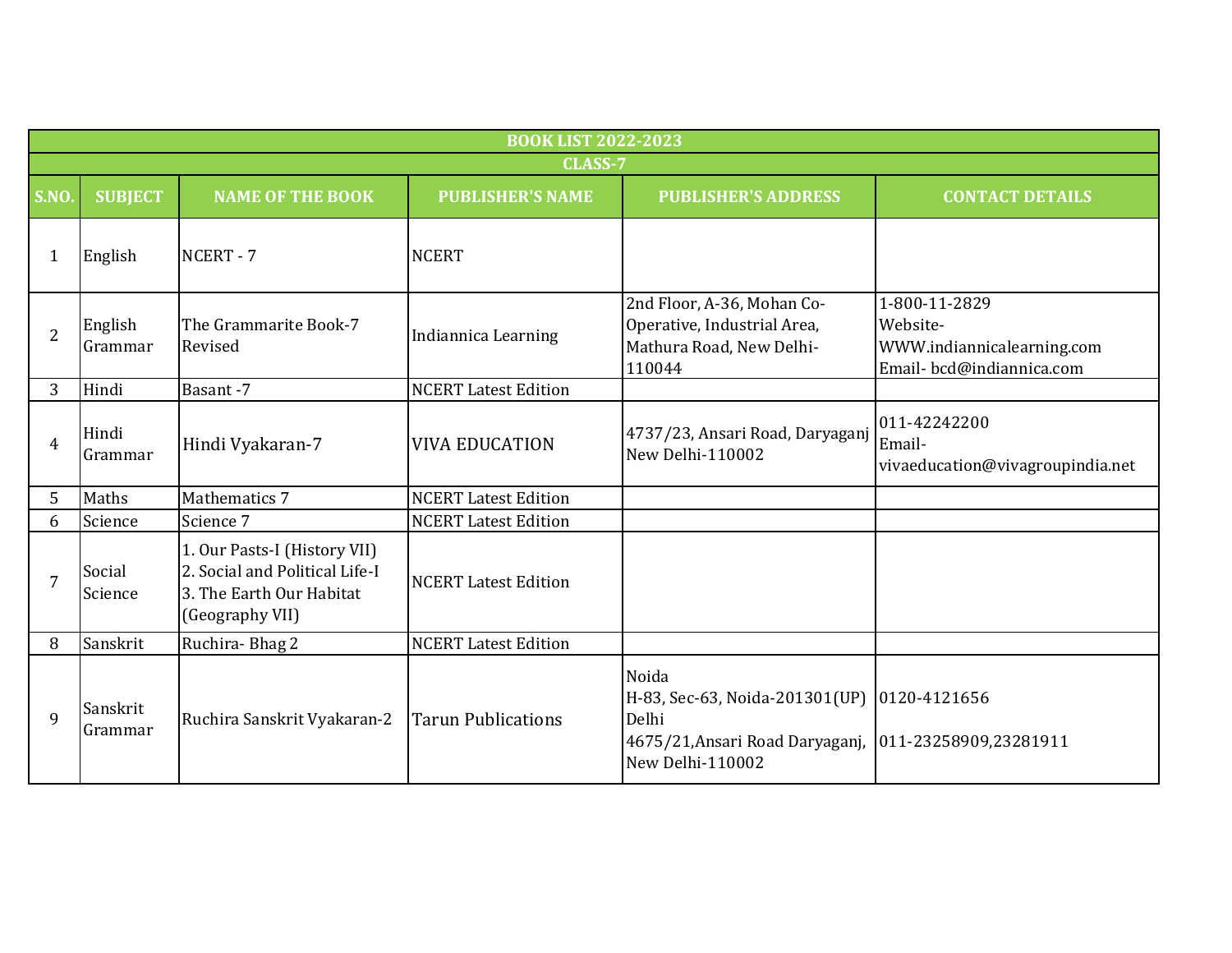| BOOK LIST 2022-2023 | | | | | |
|---|---|---|---|---|---|
| CLASS-7 | | | | | |
| S.NO. | SUBJECT | NAME OF THE BOOK | PUBLISHER'S NAME | PUBLISHER'S ADDRESS | CONTACT DETAILS |
| 1 | English | NCERT - 7 | NCERT | | |
| 2 | English Grammar | The Grammarite Book-7 Revised | Indiannica Learning | 2nd Floor, A-36, Mohan Co-Operative, Industrial Area, Mathura Road, New Delhi-110044 | 1-800-11-2829<br>Website- WWW.indiannicalearning.com<br>Email- bcd@indiannica.com |
| 3 | Hindi | Basant -7 | NCERT Latest Edition | | |
| 4 | Hindi Grammar | Hindi Vyakaran-7 | VIVA EDUCATION | 4737/23, Ansari Road, Daryaganj New Delhi-110002 | 011-42242200<br>Email- vivaeducation@vivagroupindia.net |
| 5 | Maths | Mathematics 7 | NCERT Latest Edition | | |
| 6 | Science | Science 7 | NCERT Latest Edition | | |
| 7 | Social Science | 1. Our Pasts-I (History VII)<br>2. Social and Political Life-I<br>3. The Earth Our Habitat (Geography VII) | NCERT Latest Edition | | |
| 8 | Sanskrit | Ruchira- Bhag 2 | NCERT Latest Edition | | |
| 9 | Sanskrit Grammar | Ruchira Sanskrit Vyakaran-2 | Tarun Publications | Noida<br>H-83, Sec-63, Noida-201301(UP)<br>Delhi<br>4675/21,Ansari Road Daryaganj, New Delhi-110002 | 0120-4121656<br><br>011-23258909,23281911 |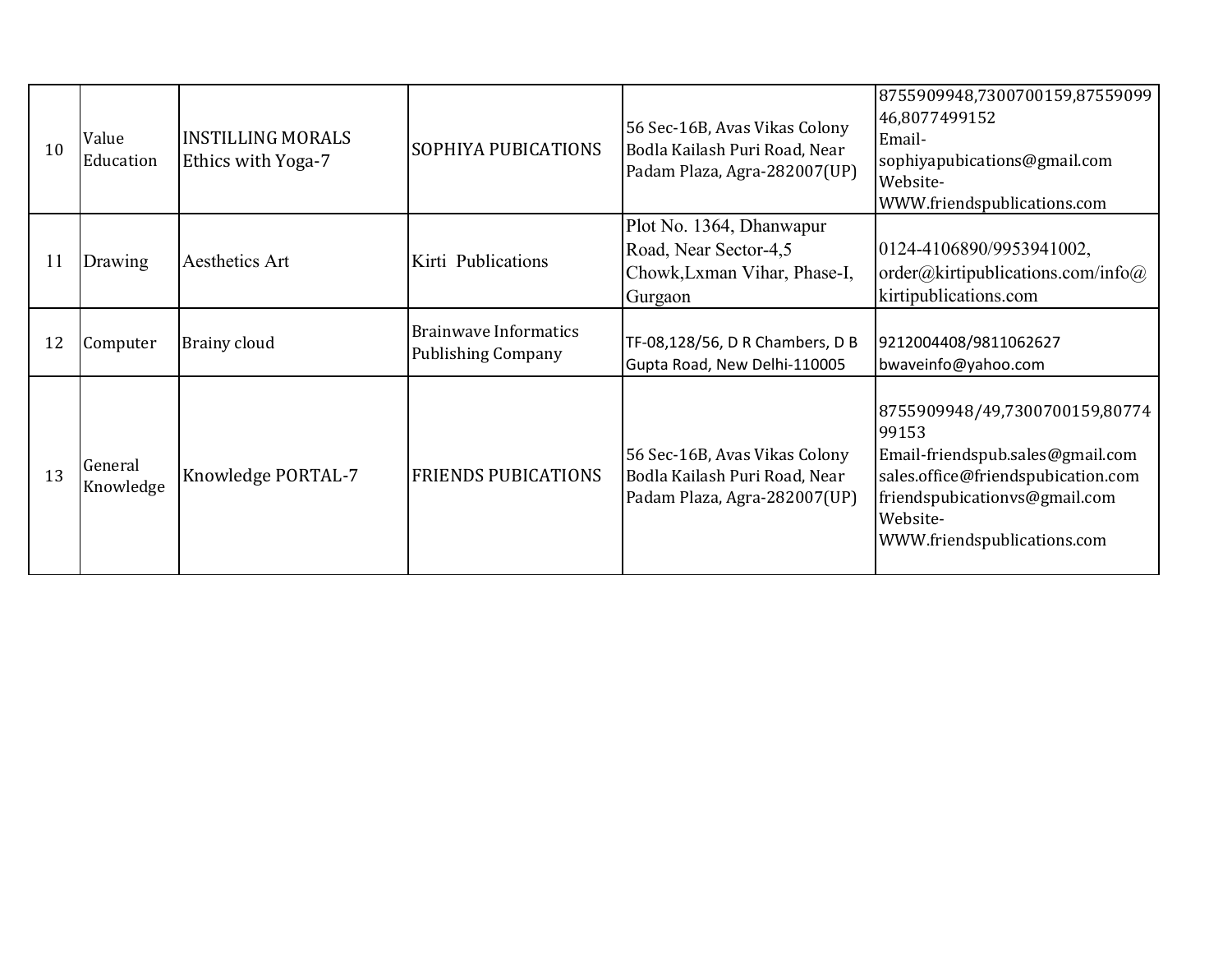| 10 | Value Education | INSTILLING MORALS Ethics with Yoga-7 | SOPHIYA PUBICATIONS | 56 Sec-16B, Avas Vikas Colony Bodla Kailash Puri Road, Near Padam Plaza, Agra-282007(UP) | 8755909948,7300700159,8755909946,8077499152 Email-sophiyapubications@gmail.com Website-WWW.friendspublications.com |
|---|---|---|---|---|---|
| 11 | Drawing | Aesthetics Art | Kirti Publications | Plot No. 1364, Dhanwapur Road, Near Sector-4,5 Chowk,Lxman Vihar, Phase-I, Gurgaon | 0124-4106890/9953941002, order@kirtipublications.com/info@kirtipublications.com |
| 12 | Computer | Brainy cloud | Brainwave Informatics Publishing Company | TF-08,128/56, D R Chambers, D B Gupta Road, New Delhi-110005 | 9212004408/9811062627 bwaveinfo@yahoo.com |
| 13 | General Knowledge | Knowledge PORTAL-7 | FRIENDS PUBICATIONS | 56 Sec-16B, Avas Vikas Colony Bodla Kailash Puri Road, Near Padam Plaza, Agra-282007(UP) | 8755909948/49,7300700159,8077499153 Email-friendspub.sales@gmail.com sales.office@friendspubication.com friendspubicationvs@gmail.com Website-WWW.friendspublications.com |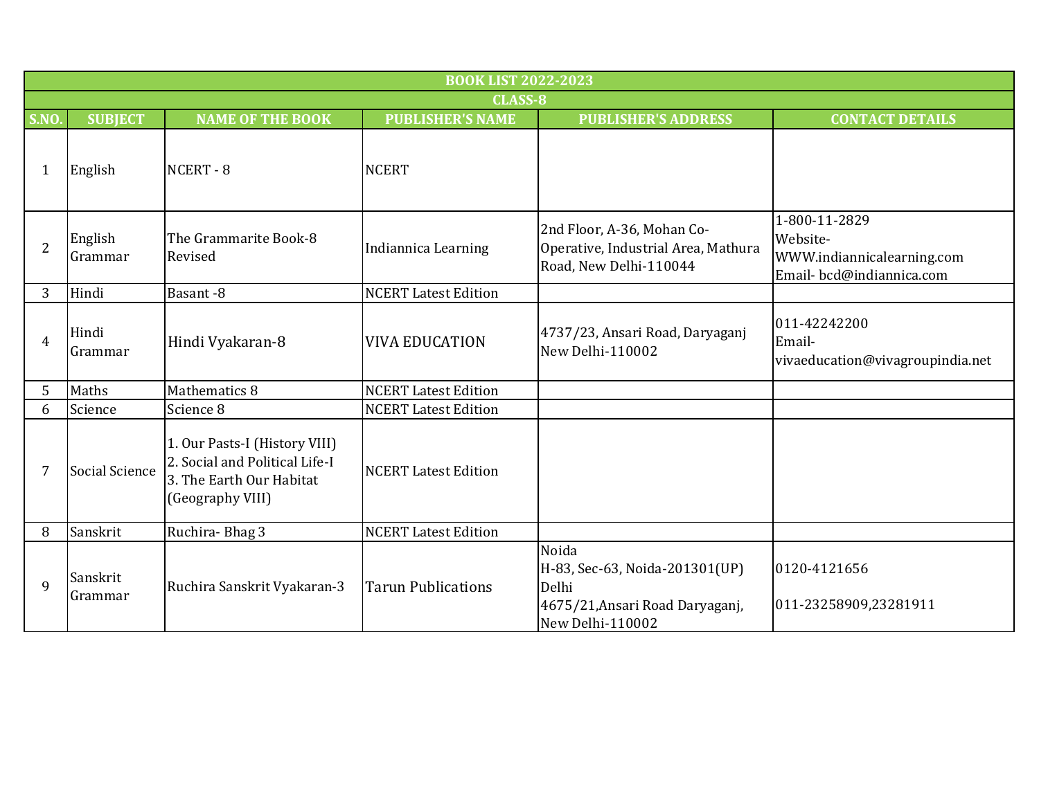| BOOK LIST 2022-2023 | | | | | |
|---|---|---|---|---|---|
| CLASS-8 | | | | | |
| S.NO. | SUBJECT | NAME OF THE BOOK | PUBLISHER'S NAME | PUBLISHER'S ADDRESS | CONTACT DETAILS |
| 1 | English | NCERT - 8 | NCERT | | |
| 2 | English Grammar | The Grammarite Book-8 Revised | Indiannica Learning | 2nd Floor, A-36, Mohan Co-Operative, Industrial Area, Mathura Road, New Delhi-110044 | 1-800-11-2829<br>Website- WWW.indiannicalearning.com<br>Email- bcd@indiannica.com |
| 3 | Hindi | Basant -8 | NCERT Latest Edition | | |
| 4 | Hindi Grammar | Hindi Vyakaran-8 | VIVA EDUCATION | 4737/23, Ansari Road, Daryaganj New Delhi-110002 | 011-42242200<br>Email- vivaeducation@vivagroupindia.net |
| 5 | Maths | Mathematics 8 | NCERT Latest Edition | | |
| 6 | Science | Science 8 | NCERT Latest Edition | | |
| 7 | Social Science | 1. Our Pasts-I (History VIII)<br>2. Social and Political Life-I<br>3. The Earth Our Habitat (Geography VIII) | NCERT Latest Edition | | |
| 8 | Sanskrit | Ruchira- Bhag 3 | NCERT Latest Edition | | |
| 9 | Sanskrit Grammar | Ruchira Sanskrit Vyakaran-3 | Tarun Publications | Noida<br>H-83, Sec-63, Noida-201301(UP)<br>Delhi<br>4675/21,Ansari Road Daryaganj, New Delhi-110002 | 0120-4121656<br><br>011-23258909,23281911 |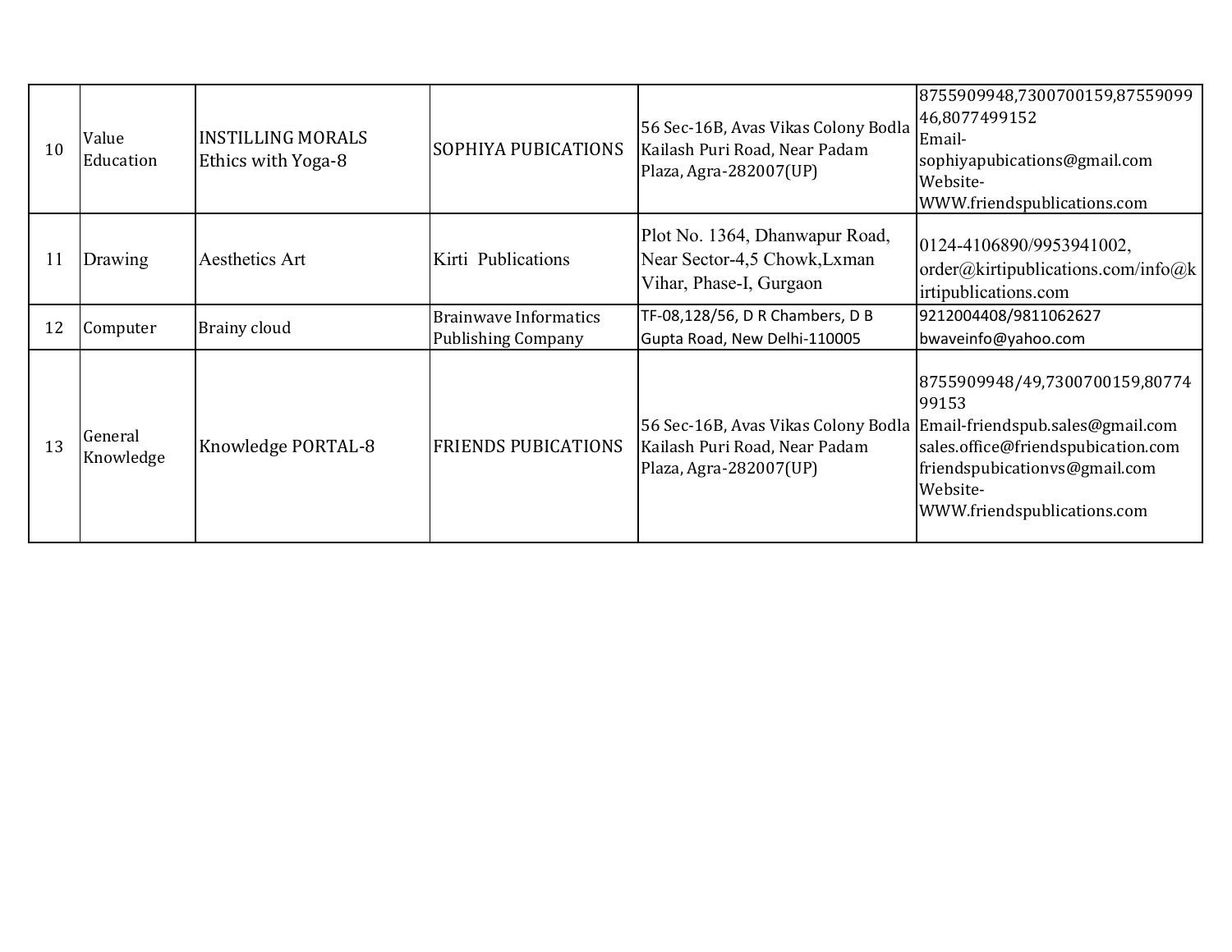| | | | | | |
|---|---|---|---|---|---|
| 10 | Value Education | INSTILLING MORALS Ethics with Yoga-8 | SOPHIYA PUBICATIONS | 56 Sec-16B, Avas Vikas Colony Bodla Kailash Puri Road, Near Padam Plaza, Agra-282007(UP) | 8755909948,7300700159,8755909946,8077499152 Email-sophiyapubications@gmail.com Website-WWW.friendspublications.com |
| 11 | Drawing | Aesthetics Art | Kirti Publications | Plot No. 1364, Dhanwapur Road, Near Sector-4,5 Chowk,Lxman Vihar, Phase-I, Gurgaon | 0124-4106890/9953941002, order@kirtipublications.com/info@kirtipublications.com |
| 12 | Computer | Brainy cloud | Brainwave Informatics Publishing Company | TF-08,128/56, D R Chambers, D B Gupta Road, New Delhi-110005 | 9212004408/9811062627 bwaveinfo@yahoo.com |
| 13 | General Knowledge | Knowledge PORTAL-8 | FRIENDS PUBICATIONS | 56 Sec-16B, Avas Vikas Colony Bodla Kailash Puri Road, Near Padam Plaza, Agra-282007(UP) | 8755909948/49,7300700159,8077499153 Email-friendspub.sales@gmail.com sales.office@friendspubication.com friendspubicationvs@gmail.com Website-WWW.friendspublications.com |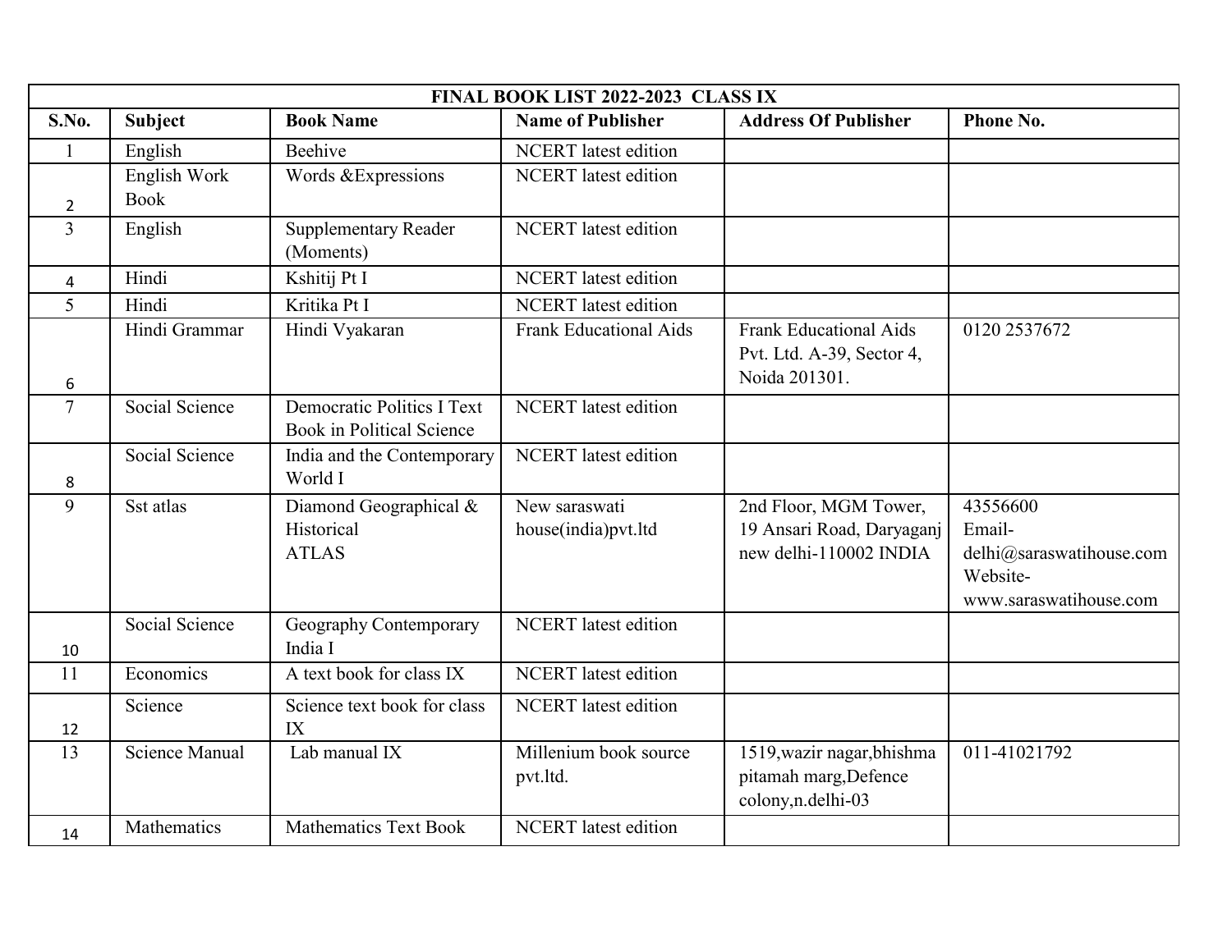| FINAL BOOK LIST 2022-2023 CLASS IX | | | | | |
|---|---|---|---|---|---|
| **S.No.** | **Subject** | **Book Name** | **Name of Publisher** | **Address Of Publisher** | **Phone No.** |
| 1 | English | Beehive | NCERT latest edition | | |
| 2 | English Work Book | Words &Expressions | NCERT latest edition | | |
| 3 | English | Supplementary Reader (Moments) | NCERT latest edition | | |
| 4 | Hindi | Kshitij Pt I | NCERT latest edition | | |
| 5 | Hindi | Kritika Pt I | NCERT latest edition | | |
| 6 | Hindi Grammar | Hindi Vyakaran | Frank Educational Aids | Frank Educational Aids Pvt. Ltd. A-39, Sector 4, Noida 201301. | 0120 2537672 |
| 7 | Social Science | Democratic Politics I Text Book in Political Science | NCERT latest edition | | |
| 8 | Social Science | India and the Contemporary World I | NCERT latest edition | | |
| 9 | Sst atlas | Diamond Geographical & Historical ATLAS | New saraswati house(india)pvt.ltd | 2nd Floor, MGM Tower, 19 Ansari Road, Daryaganj new delhi-110002 INDIA | 43556600 Email- delhi@saraswatihouse.com Website- www.saraswatihouse.com |
| 10 | Social Science | Geography Contemporary India I | NCERT latest edition | | |
| 11 | Economics | A text book for class IX | NCERT latest edition | | |
| 12 | Science | Science text book for class IX | NCERT latest edition | | |
| 13 | Science Manual | Lab manual IX | Millenium book source pvt.ltd. | 1519,wazir nagar,bhishma pitamah marg,Defence colony,n.delhi-03 | 011-41021792 |
| 14 | Mathematics | Mathematics Text Book | NCERT latest edition | | |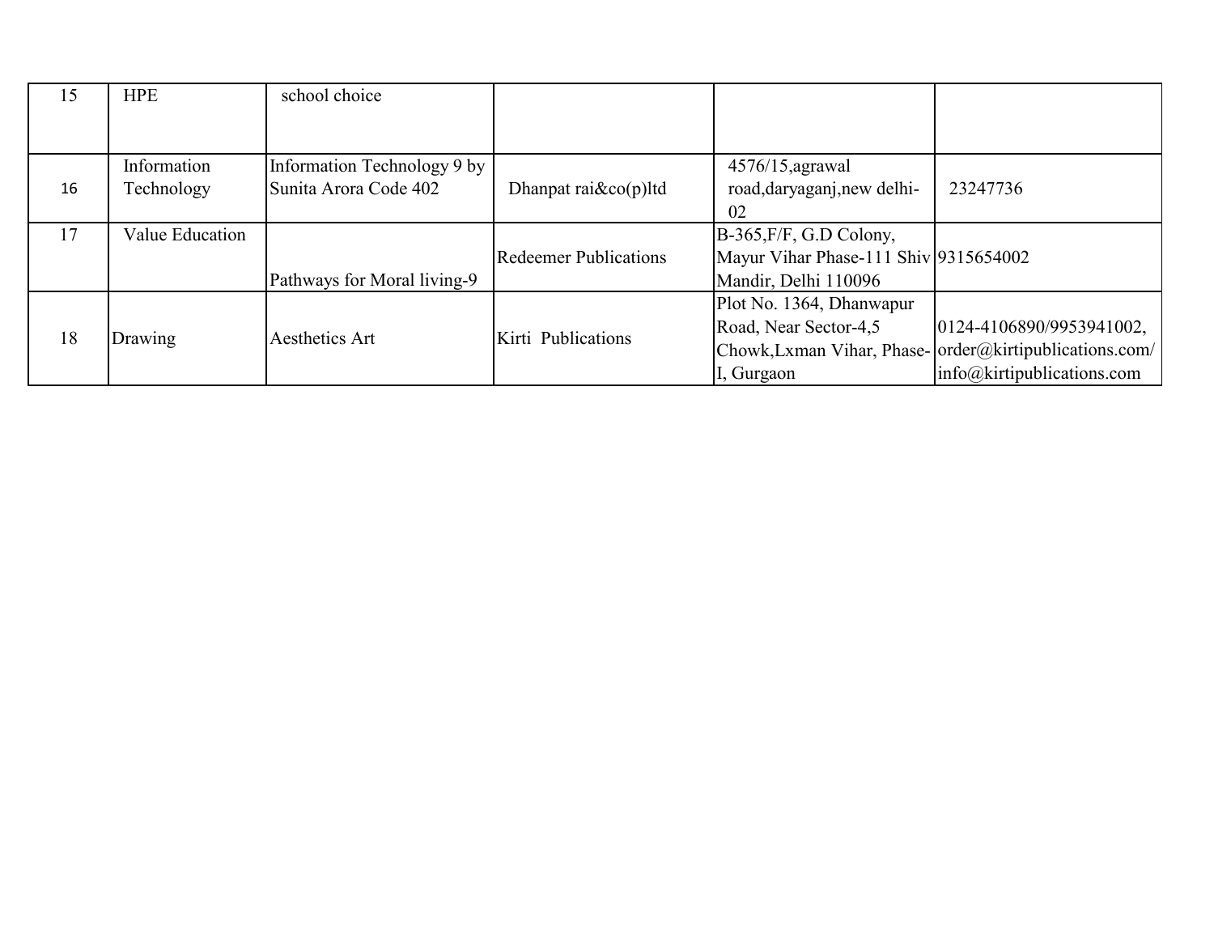| | | | | | |
|---|---|---|---|---|---|
| 15 | HPE | school choice | | | |
| 16 | Information Technology | Information Technology 9 by Sunita Arora Code 402 | Dhanpat rai&co(p)ltd | 4576/15,agrawal road,daryaganj,new delhi-02 | 23247736 |
| 17 | Value Education | Pathways for Moral living-9 | Redeemer Publications | B-365,F/F, G.D Colony, Mayur Vihar Phase-111 Shiv Mandir, Delhi 110096 | 9315654002 |
| 18 | Drawing | Aesthetics Art | Kirti Publications | Plot No. 1364, Dhanwapur Road, Near Sector-4,5 Chowk,Lxman Vihar, Phase-I, Gurgaon | 0124-4106890/9953941002, order@kirtipublications.com/ info@kirtipublications.com |